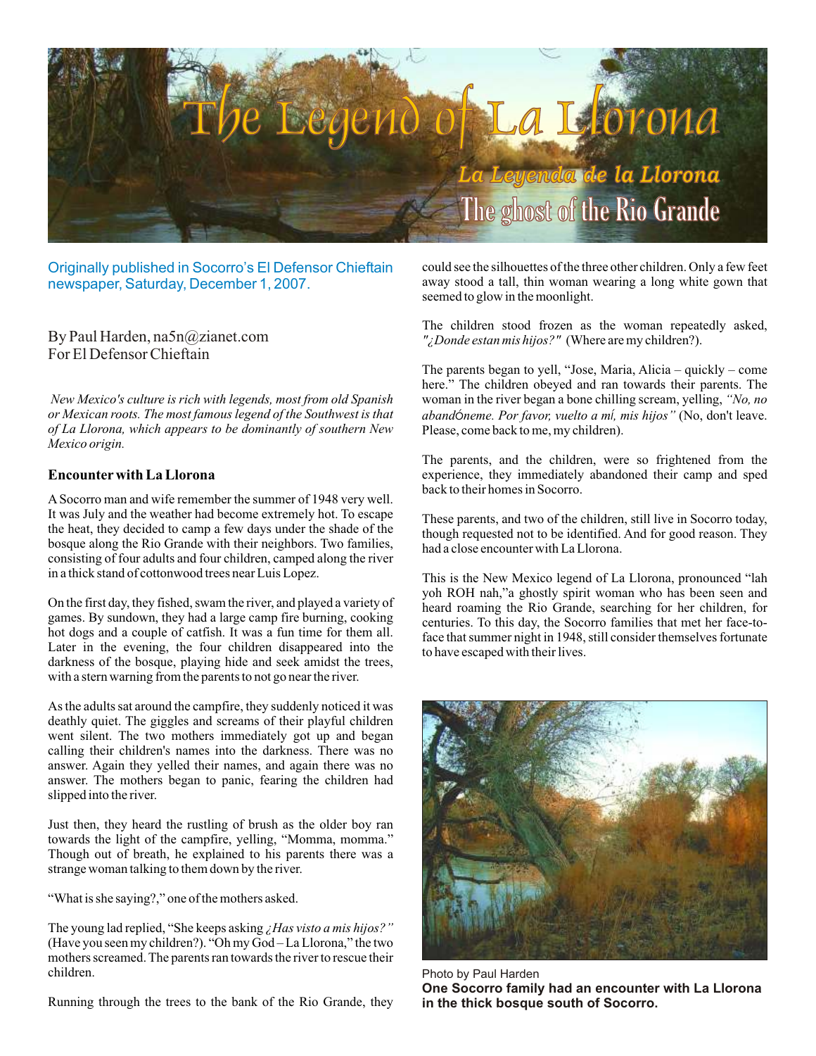# The Legend of La Llorona

## *La Leyenda de la Llorona*

## The ghost of the Rio Grande

Originally published in Socorro's El Defensor Chieftain newspaper, Saturday, December 1, 2007.

By Paul Harden, na5n@zianet.com
For El Defensor Chieftain

*New Mexico's culture is rich with legends, most from old Spanish or Mexican roots. The most famous legend of the Southwest is that of La Llorona, which appears to be dominantly of southern New Mexico origin.*

### Encounter with La Llorona

A Socorro man and wife remember the summer of 1948 very well. It was July and the weather had become extremely hot. To escape the heat, they decided to camp a few days under the shade of the bosque along the Rio Grande with their neighbors. Two families, consisting of four adults and four children, camped along the river in a thick stand of cottonwood trees near Luis Lopez.

On the first day, they fished, swam the river, and played a variety of games. By sundown, they had a large camp fire burning, cooking hot dogs and a couple of catfish. It was a fun time for them all. Later in the evening, the four children disappeared into the darkness of the bosque, playing hide and seek amidst the trees, with a stern warning from the parents to not go near the river.

As the adults sat around the campfire, they suddenly noticed it was deathly quiet. The giggles and screams of their playful children went silent. The two mothers immediately got up and began calling their children's names into the darkness. There was no answer. Again they yelled their names, and again there was no answer. The mothers began to panic, fearing the children had slipped into the river.

Just then, they heard the rustling of brush as the older boy ran towards the light of the campfire, yelling, "Momma, momma." Though out of breath, he explained to his parents there was a strange woman talking to them down by the river.

"What is she saying?," one of the mothers asked.

The young lad replied, "She keeps asking *¿Has visto a mis hijos?"* (Have you seen my children?). "Oh my God – La Llorona," the two mothers screamed. The parents ran towards the river to rescue their children.

Running through the trees to the bank of the Rio Grande, they could see the silhouettes of the three other children. Only a few feet away stood a tall, thin woman wearing a long white gown that seemed to glow in the moonlight.

The children stood frozen as the woman repeatedly asked, *"¿Donde estan mis hijos?"* (Where are my children?).

The parents began to yell, "Jose, Maria, Alicia – quickly – come here." The children obeyed and ran towards their parents. The woman in the river began a bone chilling scream, yelling, *"No, no abandóneme. Por favor, vuelto a mí, mis hijos"* (No, don't leave. Please, come back to me, my children).

The parents, and the children, were so frightened from the experience, they immediately abandoned their camp and sped back to their homes in Socorro.

These parents, and two of the children, still live in Socorro today, though requested not to be identified. And for good reason. They had a close encounter with La Llorona.

This is the New Mexico legend of La Llorona, pronounced "lah yoh ROH nah,"a ghostly spirit woman who has been seen and heard roaming the Rio Grande, searching for her children, for centuries. To this day, the Socorro families that met her face-to-face that summer night in 1948, still consider themselves fortunate to have escaped with their lives.

Photo by Paul Harden
**One Socorro family had an encounter with La Llorona in the thick bosque south of Socorro.**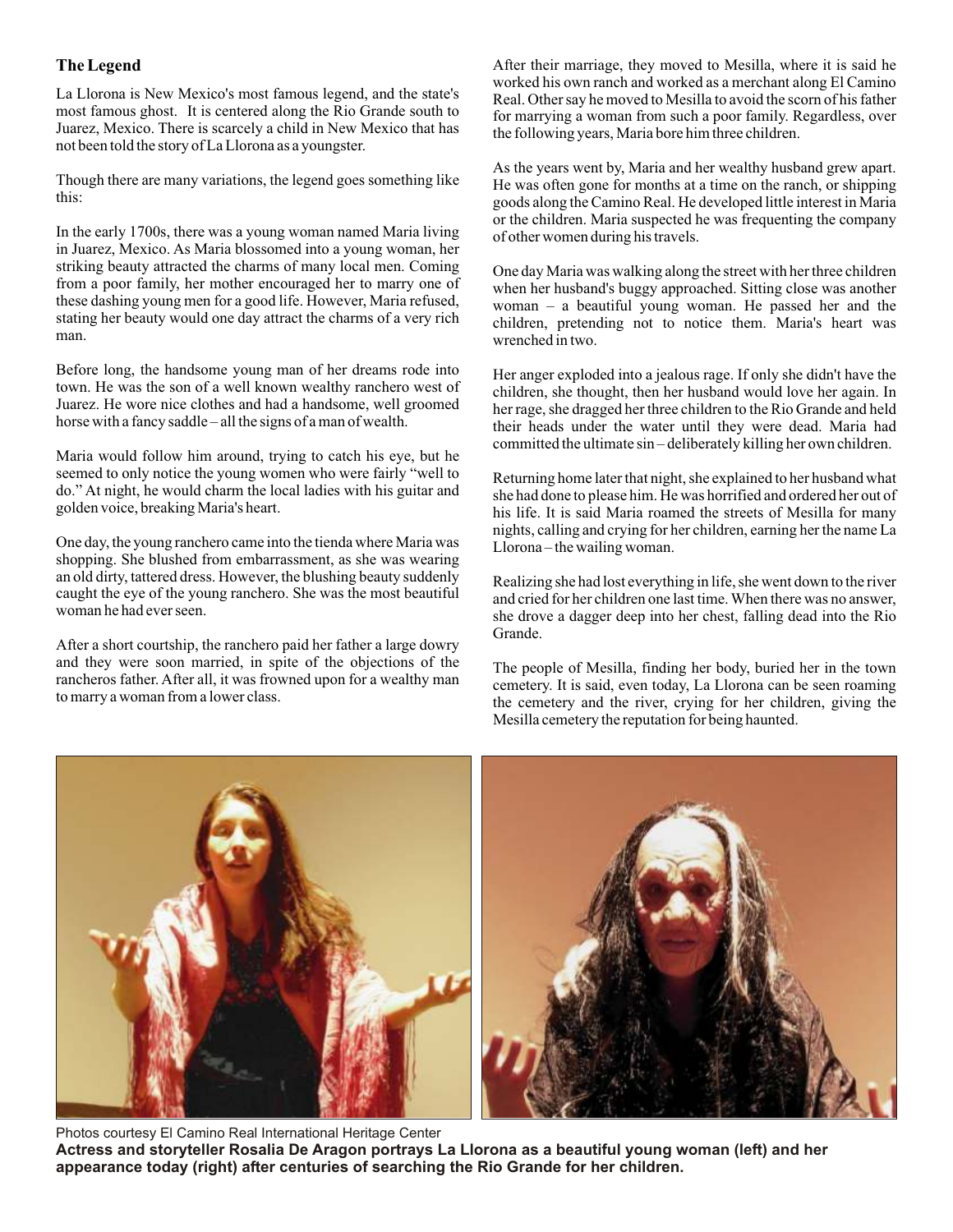## The Legend

La Llorona is New Mexico's most famous legend, and the state's most famous ghost. It is centered along the Rio Grande south to Juarez, Mexico. There is scarcely a child in New Mexico that has not been told the story of La Llorona as a youngster.

Though there are many variations, the legend goes something like this:

In the early 1700s, there was a young woman named Maria living in Juarez, Mexico. As Maria blossomed into a young woman, her striking beauty attracted the charms of many local men. Coming from a poor family, her mother encouraged her to marry one of these dashing young men for a good life. However, Maria refused, stating her beauty would one day attract the charms of a very rich man.

Before long, the handsome young man of her dreams rode into town. He was the son of a well known wealthy ranchero west of Juarez. He wore nice clothes and had a handsome, well groomed horse with a fancy saddle – all the signs of a man of wealth.

Maria would follow him around, trying to catch his eye, but he seemed to only notice the young women who were fairly "well to do." At night, he would charm the local ladies with his guitar and golden voice, breaking Maria's heart.

One day, the young ranchero came into the tienda where Maria was shopping. She blushed from embarrassment, as she was wearing an old dirty, tattered dress. However, the blushing beauty suddenly caught the eye of the young ranchero. She was the most beautiful woman he had ever seen.

After a short courtship, the ranchero paid her father a large dowry and they were soon married, in spite of the objections of the rancheros father. After all, it was frowned upon for a wealthy man to marry a woman from a lower class.

After their marriage, they moved to Mesilla, where it is said he worked his own ranch and worked as a merchant along El Camino Real. Other say he moved to Mesilla to avoid the scorn of his father for marrying a woman from such a poor family. Regardless, over the following years, Maria bore him three children.

As the years went by, Maria and her wealthy husband grew apart. He was often gone for months at a time on the ranch, or shipping goods along the Camino Real. He developed little interest in Maria or the children. Maria suspected he was frequenting the company of other women during his travels.

One day Maria was walking along the street with her three children when her husband's buggy approached. Sitting close was another woman – a beautiful young woman. He passed her and the children, pretending not to notice them. Maria's heart was wrenched in two.

Her anger exploded into a jealous rage. If only she didn't have the children, she thought, then her husband would love her again. In her rage, she dragged her three children to the Rio Grande and held their heads under the water until they were dead. Maria had committed the ultimate sin – deliberately killing her own children.

Returning home later that night, she explained to her husband what she had done to please him. He was horrified and ordered her out of his life. It is said Maria roamed the streets of Mesilla for many nights, calling and crying for her children, earning her the name La Llorona – the wailing woman.

Realizing she had lost everything in life, she went down to the river and cried for her children one last time. When there was no answer, she drove a dagger deep into her chest, falling dead into the Rio Grande.

The people of Mesilla, finding her body, buried her in the town cemetery. It is said, even today, La Llorona can be seen roaming the cemetery and the river, crying for her children, giving the Mesilla cemetery the reputation for being haunted.

Photos courtesy El Camino Real International Heritage Center

**Actress and storyteller Rosalia De Aragon portrays La Llorona as a beautiful young woman (left) and her appearance today (right) after centuries of searching the Rio Grande for her children.**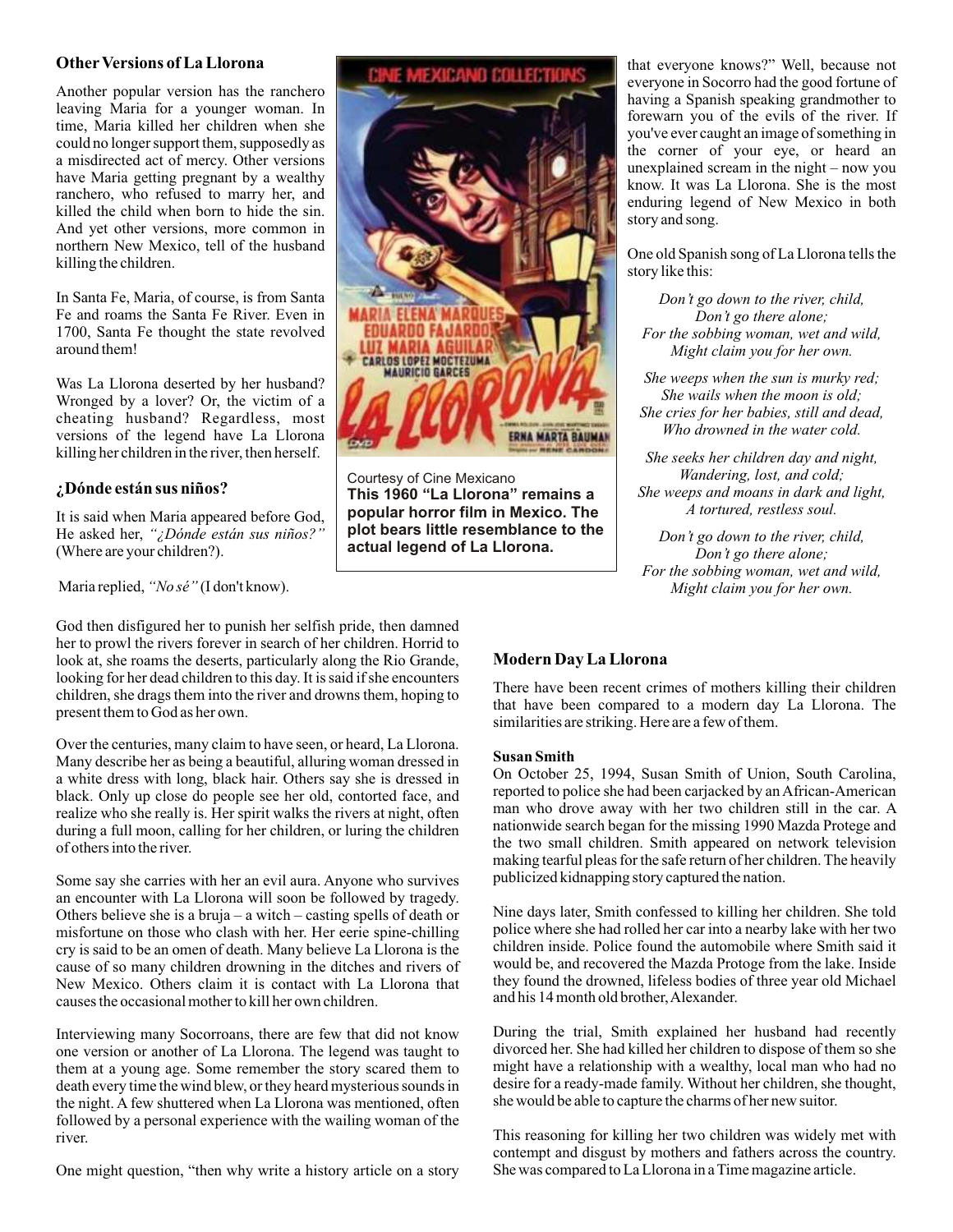### Other Versions of La Llorona

Another popular version has the ranchero leaving Maria for a younger woman. In time, Maria killed her children when she could no longer support them, supposedly as a misdirected act of mercy. Other versions have Maria getting pregnant by a wealthy ranchero, who refused to marry her, and killed the child when born to hide the sin. And yet other versions, more common in northern New Mexico, tell of the husband killing the children.

In Santa Fe, Maria, of course, is from Santa Fe and roams the Santa Fe River. Even in 1700, Santa Fe thought the state revolved around them!

Was La Llorona deserted by her husband? Wronged by a lover? Or, the victim of a cheating husband? Regardless, most versions of the legend have La Llorona killing her children in the river, then herself.

### ¿Dónde están sus niños?

It is said when Maria appeared before God, He asked her, *"¿Dónde están sus niños?"* (Where are your children?).

Maria replied, *"No sé"* (I don't know).

God then disfigured her to punish her selfish pride, then damned her to prowl the rivers forever in search of her children. Horrid to look at, she roams the deserts, particularly along the Rio Grande, looking for her dead children to this day. It is said if she encounters children, she drags them into the river and drowns them, hoping to present them to God as her own.

Over the centuries, many claim to have seen, or heard, La Llorona. Many describe her as being a beautiful, alluring woman dressed in a white dress with long, black hair. Others say she is dressed in black. Only up close do people see her old, contorted face, and realize who she really is. Her spirit walks the rivers at night, often during a full moon, calling for her children, or luring the children of others into the river.

Some say she carries with her an evil aura. Anyone who survives an encounter with La Llorona will soon be followed by tragedy. Others believe she is a bruja – a witch – casting spells of death or misfortune on those who clash with her. Her eerie spine-chilling cry is said to be an omen of death. Many believe La Llorona is the cause of so many children drowning in the ditches and rivers of New Mexico. Others claim it is contact with La Llorona that causes the occasional mother to kill her own children.

Interviewing many Socorroans, there are few that did not know one version or another of La Llorona. The legend was taught to them at a young age. Some remember the story scared them to death every time the wind blew, or they heard mysterious sounds in the night. A few shuttered when La Llorona was mentioned, often followed by a personal experience with the wailing woman of the river.

One might question, "then why write a history article on a story that everyone knows?" Well, because not everyone in Socorro had the good fortune of having a Spanish speaking grandmother to forewarn you of the evils of the river. If you've ever caught an image of something in the corner of your eye, or heard an unexplained scream in the night – now you know. It was La Llorona. She is the most enduring legend of New Mexico in both story and song.

Courtesy of Cine Mexicano
**This 1960 "La Llorona" remains a popular horror film in Mexico. The plot bears little resemblance to the actual legend of La Llorona.**

One old Spanish song of La Llorona tells the story like this:

*Don't go down to the river, child,*
*Don't go there alone;*
*For the sobbing woman, wet and wild,*
*Might claim you for her own.*

*She weeps when the sun is murky red;*
*She wails when the moon is old;*
*She cries for her babies, still and dead,*
*Who drowned in the water cold.*

*She seeks her children day and night,*
*Wandering, lost, and cold;*
*She weeps and moans in dark and light,*
*A tortured, restless soul.*

*Don't go down to the river, child,*
*Don't go there alone;*
*For the sobbing woman, wet and wild,*
*Might claim you for her own.*

### Modern Day La Llorona

There have been recent crimes of mothers killing their children that have been compared to a modern day La Llorona. The similarities are striking. Here are a few of them.

**Susan Smith**

On October 25, 1994, Susan Smith of Union, South Carolina, reported to police she had been carjacked by an African-American man who drove away with her two children still in the car. A nationwide search began for the missing 1990 Mazda Protege and the two small children. Smith appeared on network television making tearful pleas for the safe return of her children. The heavily publicized kidnapping story captured the nation.

Nine days later, Smith confessed to killing her children. She told police where she had rolled her car into a nearby lake with her two children inside. Police found the automobile where Smith said it would be, and recovered the Mazda Protoge from the lake. Inside they found the drowned, lifeless bodies of three year old Michael and his 14 month old brother, Alexander.

During the trial, Smith explained her husband had recently divorced her. She had killed her children to dispose of them so she might have a relationship with a wealthy, local man who had no desire for a ready-made family. Without her children, she thought, she would be able to capture the charms of her new suitor.

This reasoning for killing her two children was widely met with contempt and disgust by mothers and fathers across the country. She was compared to La Llorona in a Time magazine article.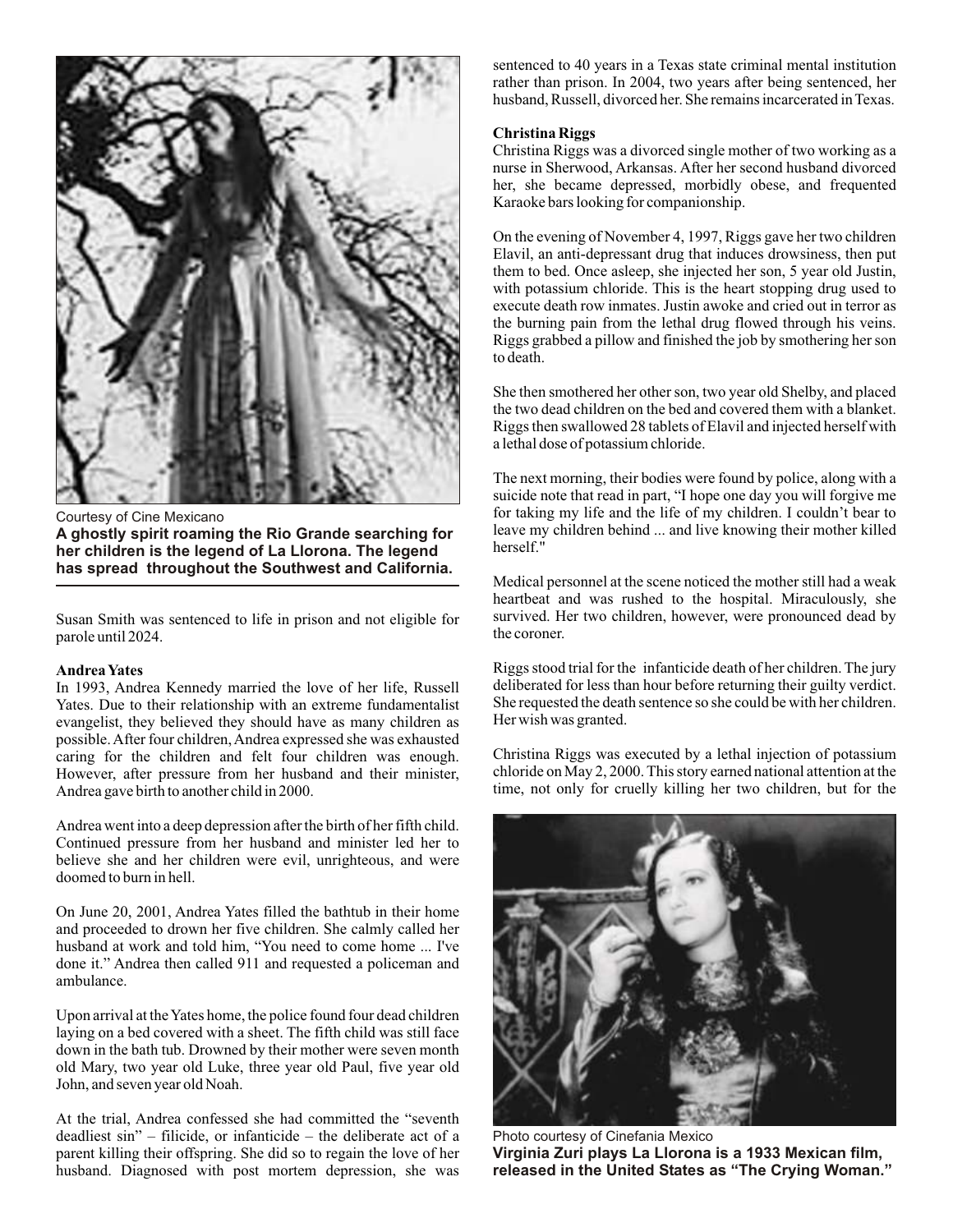Courtesy of Cine Mexicano

**A ghostly spirit roaming the Rio Grande searching for her children is the legend of La Llorona. The legend has spread throughout the Southwest and California.**

Susan Smith was sentenced to life in prison and not eligible for parole until 2024.

**Andrea Yates**

In 1993, Andrea Kennedy married the love of her life, Russell Yates. Due to their relationship with an extreme fundamentalist evangelist, they believed they should have as many children as possible. After four children, Andrea expressed she was exhausted caring for the children and felt four children was enough. However, after pressure from her husband and their minister, Andrea gave birth to another child in 2000.

Andrea went into a deep depression after the birth of her fifth child. Continued pressure from her husband and minister led her to believe she and her children were evil, unrighteous, and were doomed to burn in hell.

On June 20, 2001, Andrea Yates filled the bathtub in their home and proceeded to drown her five children. She calmly called her husband at work and told him, "You need to come home ... I've done it." Andrea then called 911 and requested a policeman and ambulance.

Upon arrival at the Yates home, the police found four dead children laying on a bed covered with a sheet. The fifth child was still face down in the bath tub. Drowned by their mother were seven month old Mary, two year old Luke, three year old Paul, five year old John, and seven year old Noah.

At the trial, Andrea confessed she had committed the "seventh deadliest sin" – filicide, or infanticide – the deliberate act of a parent killing their offspring. She did so to regain the love of her husband. Diagnosed with post mortem depression, she was sentenced to 40 years in a Texas state criminal mental institution rather than prison. In 2004, two years after being sentenced, her husband, Russell, divorced her. She remains incarcerated in Texas.

**Christina Riggs**

Christina Riggs was a divorced single mother of two working as a nurse in Sherwood, Arkansas. After her second husband divorced her, she became depressed, morbidly obese, and frequented Karaoke bars looking for companionship.

On the evening of November 4, 1997, Riggs gave her two children Elavil, an anti-depressant drug that induces drowsiness, then put them to bed. Once asleep, she injected her son, 5 year old Justin, with potassium chloride. This is the heart stopping drug used to execute death row inmates. Justin awoke and cried out in terror as the burning pain from the lethal drug flowed through his veins. Riggs grabbed a pillow and finished the job by smothering her son to death.

She then smothered her other son, two year old Shelby, and placed the two dead children on the bed and covered them with a blanket. Riggs then swallowed 28 tablets of Elavil and injected herself with a lethal dose of potassium chloride.

The next morning, their bodies were found by police, along with a suicide note that read in part, "I hope one day you will forgive me for taking my life and the life of my children. I couldn't bear to leave my children behind ... and live knowing their mother killed herself."

Medical personnel at the scene noticed the mother still had a weak heartbeat and was rushed to the hospital. Miraculously, she survived. Her two children, however, were pronounced dead by the coroner.

Riggs stood trial for the infanticide death of her children. The jury deliberated for less than hour before returning their guilty verdict. She requested the death sentence so she could be with her children. Her wish was granted.

Christina Riggs was executed by a lethal injection of potassium chloride on May 2, 2000. This story earned national attention at the time, not only for cruelly killing her two children, but for the

Photo courtesy of Cinefania Mexico

**Virginia Zuri plays La Llorona is a 1933 Mexican film, released in the United States as "The Crying Woman."**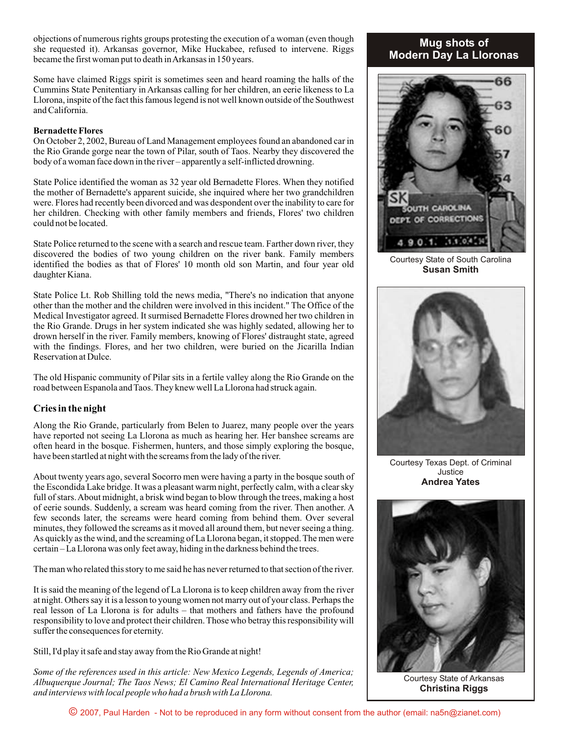objections of numerous rights groups protesting the execution of a woman (even though she requested it). Arkansas governor, Mike Huckabee, refused to intervene. Riggs became the first woman put to death in Arkansas in 150 years.

Some have claimed Riggs spirit is sometimes seen and heard roaming the halls of the Cummins State Penitentiary in Arkansas calling for her children, an eerie likeness to La Llorona, inspite of the fact this famous legend is not well known outside of the Southwest and California.

**Bernadette Flores**

On October 2, 2002, Bureau of Land Management employees found an abandoned car in the Rio Grande gorge near the town of Pilar, south of Taos. Nearby they discovered the body of a woman face down in the river – apparently a self-inflicted drowning.

State Police identified the woman as 32 year old Bernadette Flores. When they notified the mother of Bernadette's apparent suicide, she inquired where her two grandchildren were. Flores had recently been divorced and was despondent over the inability to care for her children. Checking with other family members and friends, Flores' two children could not be located.

State Police returned to the scene with a search and rescue team. Farther down river, they discovered the bodies of two young children on the river bank. Family members identified the bodies as that of Flores' 10 month old son Martin, and four year old daughter Kiana.

State Police Lt. Rob Shilling told the news media, "There's no indication that anyone other than the mother and the children were involved in this incident." The Office of the Medical Investigator agreed. It surmised Bernadette Flores drowned her two children in the Rio Grande. Drugs in her system indicated she was highly sedated, allowing her to drown herself in the river. Family members, knowing of Flores' distraught state, agreed with the findings. Flores, and her two children, were buried on the Jicarilla Indian Reservation at Dulce.

The old Hispanic community of Pilar sits in a fertile valley along the Rio Grande on the road between Espanola and Taos. They knew well La Llorona had struck again.

### Cries in the night

Along the Rio Grande, particularly from Belen to Juarez, many people over the years have reported not seeing La Llorona as much as hearing her. Her banshee screams are often heard in the bosque. Fishermen, hunters, and those simply exploring the bosque, have been startled at night with the screams from the lady of the river.

About twenty years ago, several Socorro men were having a party in the bosque south of the Escondida Lake bridge. It was a pleasant warm night, perfectly calm, with a clear sky full of stars. About midnight, a brisk wind began to blow through the trees, making a host of eerie sounds. Suddenly, a scream was heard coming from the river. Then another. A few seconds later, the screams were heard coming from behind them. Over several minutes, they followed the screams as it moved all around them, but never seeing a thing. As quickly as the wind, and the screaming of La Llorona began, it stopped. The men were certain – La Llorona was only feet away, hiding in the darkness behind the trees.

The man who related this story to me said he has never returned to that section of the river.

It is said the meaning of the legend of La Llorona is to keep children away from the river at night. Others say it is a lesson to young women not marry out of your class. Perhaps the real lesson of La Llorona is for adults – that mothers and fathers have the profound responsibility to love and protect their children. Those who betray this responsibility will suffer the consequences for eternity.

Still, I'd play it safe and stay away from the Rio Grande at night!

*Some of the references used in this article: New Mexico Legends, Legends of America; Albuquerque Journal; The Taos News; El Camino Real International Heritage Center, and interviews with local people who had a brush with La Llorona.*

## Mug shots of Modern Day La Lloronas

Courtesy State of South Carolina
**Susan Smith**

Courtesy Texas Dept. of Criminal Justice
**Andrea Yates**

Courtesy State of Arkansas
**Christina Riggs**

© 2007, Paul Harden - Not to be reproduced in any form without consent from the author (email: na5n@zianet.com)